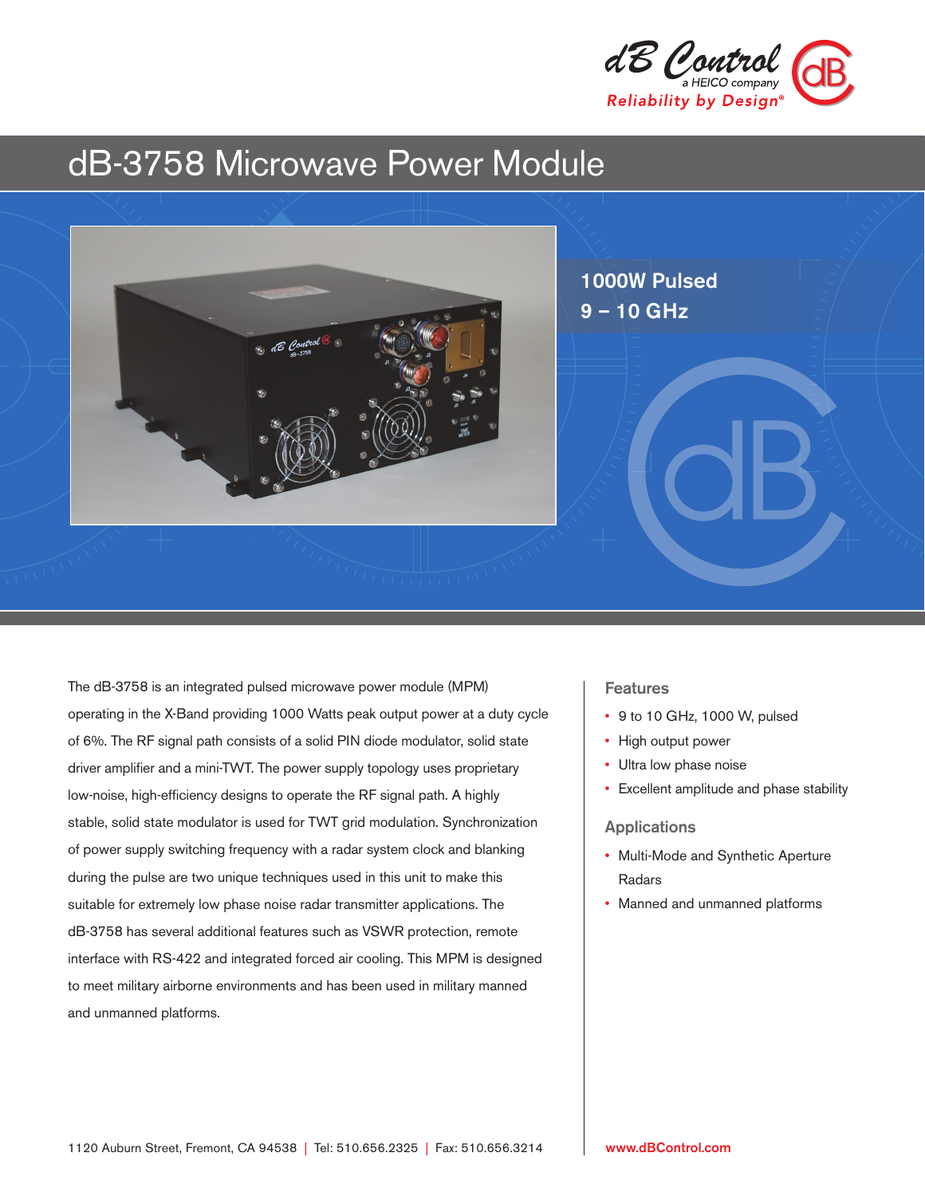dB Control
a HEICO company
Reliability by Design®

# dB-3758 Microwave Power Module

**1000W Pulsed**
**9 – 10 GHz**

The dB-3758 is an integrated pulsed microwave power module (MPM) operating in the X-Band providing 1000 Watts peak output power at a duty cycle of 6%. The RF signal path consists of a solid PIN diode modulator, solid state driver amplifier and a mini-TWT. The power supply topology uses proprietary low-noise, high-efficiency designs to operate the RF signal path. A highly stable, solid state modulator is used for TWT grid modulation. Synchronization of power supply switching frequency with a radar system clock and blanking during the pulse are two unique techniques used in this unit to make this suitable for extremely low phase noise radar transmitter applications. The dB-3758 has several additional features such as VSWR protection, remote interface with RS-422 and integrated forced air cooling. This MPM is designed to meet military airborne environments and has been used in military manned and unmanned platforms.

## Features

- 9 to 10 GHz, 1000 W, pulsed
- High output power
- Ultra low phase noise
- Excellent amplitude and phase stability

## Applications

- Multi-Mode and Synthetic Aperture Radars
- Manned and unmanned platforms

1120 Auburn Street, Fremont, CA 94538 | Tel: 510.656.2325 | Fax: 510.656.3214

www.dBControl.com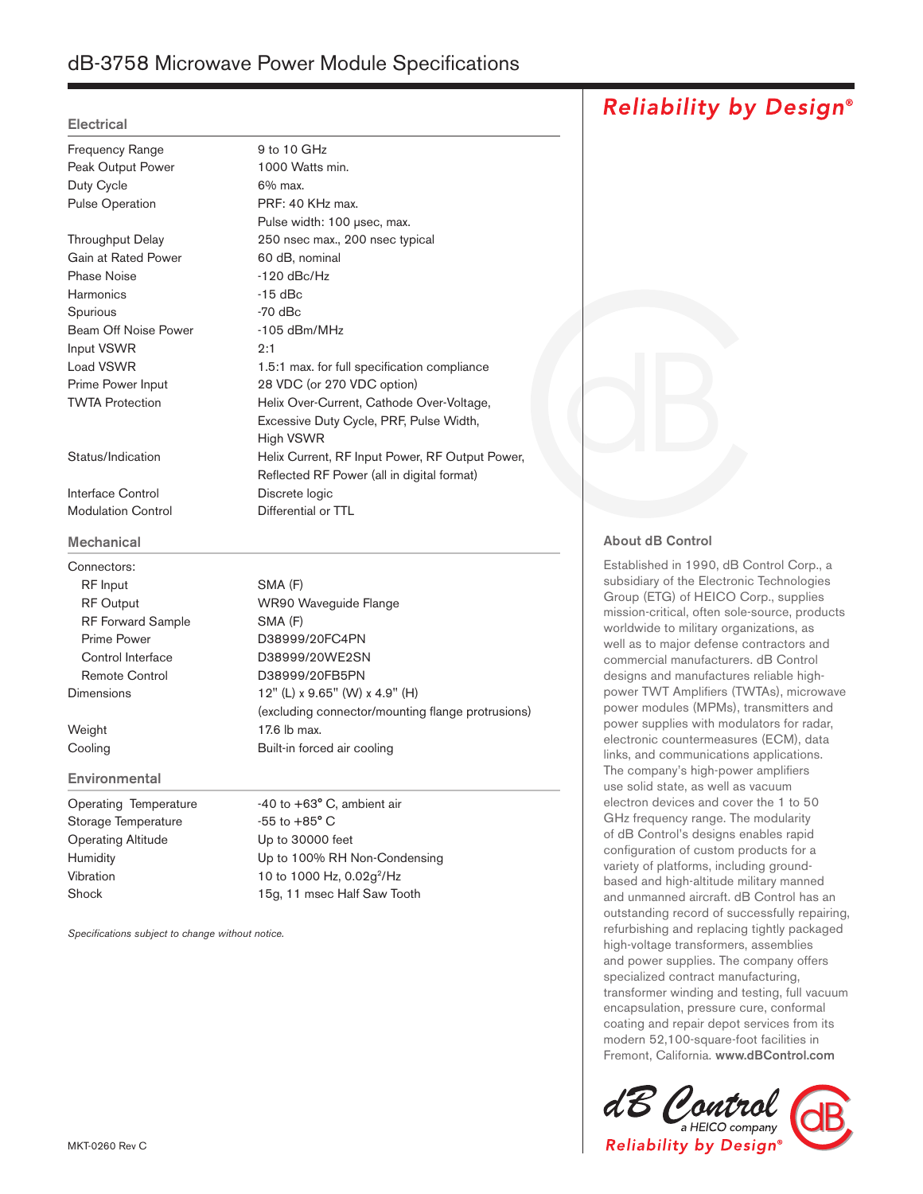# dB-3758 Microwave Power Module Specifications

## Electrical

| | |
|---|---|
| Frequency Range | 9 to 10 GHz |
| Peak Output Power | 1000 Watts min. |
| Duty Cycle | 6% max. |
| Pulse Operation | PRF: 40 KHz max.<br>Pulse width: 100 µsec, max. |
| Throughput Delay | 250 nsec max., 200 nsec typical |
| Gain at Rated Power | 60 dB, nominal |
| Phase Noise | -120 dBc/Hz |
| Harmonics | -15 dBc |
| Spurious | -70 dBc |
| Beam Off Noise Power | -105 dBm/MHz |
| Input VSWR | 2:1 |
| Load VSWR | 1.5:1 max. for full specification compliance |
| Prime Power Input | 28 VDC (or 270 VDC option) |
| TWTA Protection | Helix Over-Current, Cathode Over-Voltage, Excessive Duty Cycle, PRF, Pulse Width, High VSWR |
| Status/Indication | Helix Current, RF Input Power, RF Output Power, Reflected RF Power (all in digital format) |
| Interface Control | Discrete logic |
| Modulation Control | Differential or TTL |

## Mechanical

| | |
|---|---|
| Connectors: | |
| RF Input | SMA (F) |
| RF Output | WR90 Waveguide Flange |
| RF Forward Sample | SMA (F) |
| Prime Power | D38999/20FC4PN |
| Control Interface | D38999/20WE2SN |
| Remote Control | D38999/20FB5PN |
| Dimensions | 12" (L) x 9.65" (W) x 4.9" (H)<br>(excluding connector/mounting flange protrusions) |
| Weight | 17.6 lb max. |
| Cooling | Built-in forced air cooling |

## Environmental

| | |
|---|---|
| Operating Temperature | -40 to +63° C, ambient air |
| Storage Temperature | -55 to +85° C |
| Operating Altitude | Up to 30000 feet |
| Humidity | Up to 100% RH Non-Condensing |
| Vibration | 10 to 1000 Hz, $0.02g^2/Hz$ |
| Shock | 15g, 11 msec Half Saw Tooth |

*Specifications subject to change without notice.*

MKT-0260 Rev C

*Reliability by Design®*

### About dB Control

Established in 1990, dB Control Corp., a subsidiary of the Electronic Technologies Group (ETG) of HEICO Corp., supplies mission-critical, often sole-source, products worldwide to military organizations, as well as to major defense contractors and commercial manufacturers. dB Control designs and manufactures reliable high-power TWT Amplifiers (TWTAs), microwave power modules (MPMs), transmitters and power supplies with modulators for radar, electronic countermeasures (ECM), data links, and communications applications. The company's high-power amplifiers use solid state, as well as vacuum electron devices and cover the 1 to 50 GHz frequency range. The modularity of dB Control's designs enables rapid configuration of custom products for a variety of platforms, including ground-based and high-altitude military manned and unmanned aircraft. dB Control has an outstanding record of successfully repairing, refurbishing and replacing tightly packaged high-voltage transformers, assemblies and power supplies. The company offers specialized contract manufacturing, transformer winding and testing, full vacuum encapsulation, pressure cure, conformal coating and repair depot services from its modern 52,100-square-foot facilities in Fremont, California. **www.dBControl.com**

dB Control
a HEICO company
*Reliability by Design®*